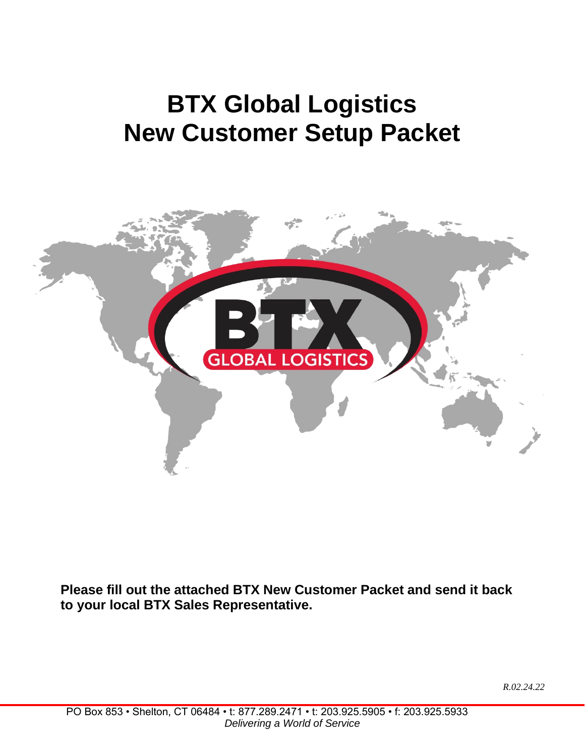# BTX Global Logistics
# New Customer Setup Packet

**Please fill out the attached BTX New Customer Packet and send it back to your local BTX Sales Representative.**

*R.02.24.22*

PO Box 853 • Shelton, CT 06484 • t: 877.289.2471 • t: 203.925.5905 • f: 203.925.5933
*Delivering a World of Service*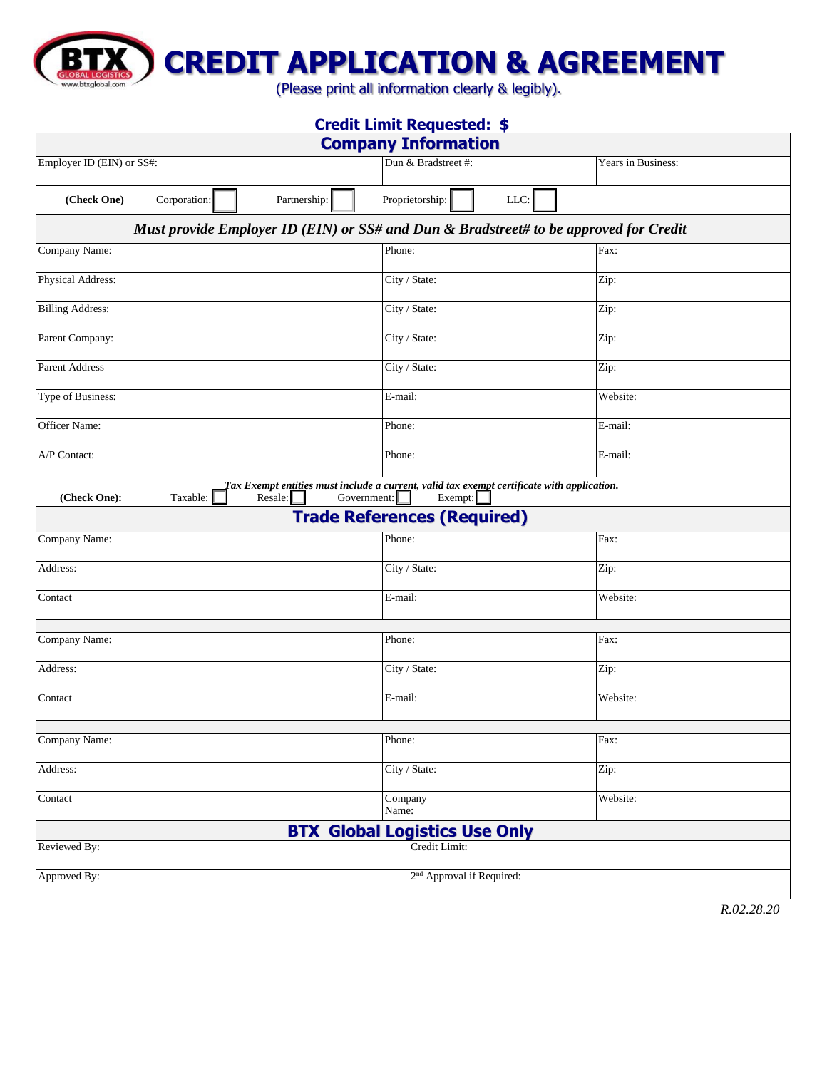# CREDIT APPLICATION & AGREEMENT

(Please print all information clearly & legibly).

**Credit Limit Requested: $**

## Company Information

| Employer ID (EIN) or SS#: | Dun & Bradstreet #: | Years in Business: |
|---|---|---|
| **(Check One)** Corporation: ☐ Partnership: ☐ | Proprietorship: ☐ LLC: ☐ | |

***Must provide Employer ID (EIN) or SS# and Dun & Bradstreet# to be approved for Credit***

| | | |
|---|---|---|
| Company Name: | Phone: | Fax: |
| Physical Address: | City / State: | Zip: |
| Billing Address: | City / State: | Zip: |
| Parent Company: | City / State: | Zip: |
| Parent Address | City / State: | Zip: |
| Type of Business: | E-mail: | Website: |
| Officer Name: | Phone: | E-mail: |
| A/P Contact: | Phone: | E-mail: |

***Tax Exempt entities must include a current, valid tax exempt certificate with application.***

**(Check One):** Taxable: ☐ Resale: ☐ Government: ☐ Exempt: ☐

## Trade References (Required)

| | | |
|---|---|---|
| Company Name: | Phone: | Fax: |
| Address: | City / State: | Zip: |
| Contact | E-mail: | Website: |

| | | |
|---|---|---|
| Company Name: | Phone: | Fax: |
| Address: | City / State: | Zip: |
| Contact | E-mail: | Website: |

| | | |
|---|---|---|
| Company Name: | Phone: | Fax: |
| Address: | City / State: | Zip: |
| Contact | Company Name: | Website: |

## BTX Global Logistics Use Only

| | |
|---|---|
| Reviewed By: | Credit Limit: |
| Approved By: | 2nd Approval if Required: |

*R.02.28.20*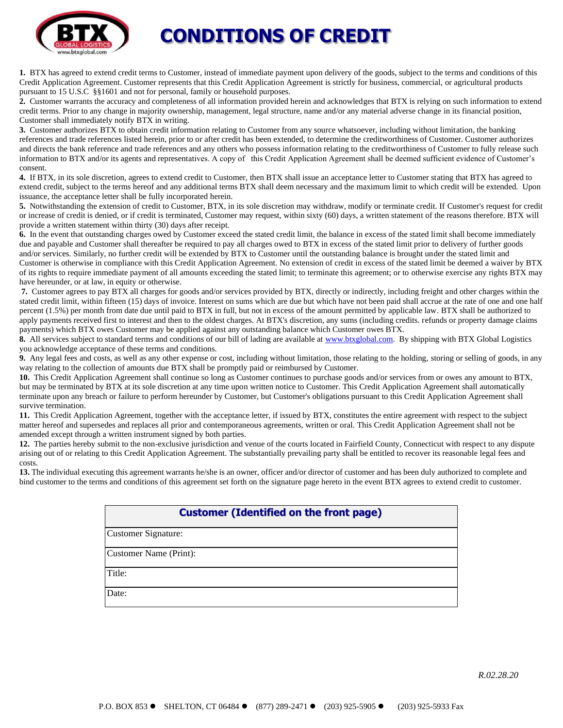# CONDITIONS OF CREDIT

**1.** BTX has agreed to extend credit terms to Customer, instead of immediate payment upon delivery of the goods, subject to the terms and conditions of this Credit Application Agreement. Customer represents that this Credit Application Agreement is strictly for business, commercial, or agricultural products pursuant to 15 U.S.C §§1601 and not for personal, family or household purposes.

**2.** Customer warrants the accuracy and completeness of all information provided herein and acknowledges that BTX is relying on such information to extend credit terms. Prior to any change in majority ownership, management, legal structure, name and/or any material adverse change in its financial position, Customer shall immediately notify BTX in writing.

**3.** Customer authorizes BTX to obtain credit information relating to Customer from any source whatsoever, including without limitation, the banking references and trade references listed herein, prior to or after credit has been extended, to determine the creditworthiness of Customer. Customer authorizes and directs the bank reference and trade references and any others who possess information relating to the creditworthiness of Customer to fully release such information to BTX and/or its agents and representatives. A copy of this Credit Application Agreement shall be deemed sufficient evidence of Customer's consent.

**4.** If BTX, in its sole discretion, agrees to extend credit to Customer, then BTX shall issue an acceptance letter to Customer stating that BTX has agreed to extend credit, subject to the terms hereof and any additional terms BTX shall deem necessary and the maximum limit to which credit will be extended. Upon issuance, the acceptance letter shall be fully incorporated herein.

**5.** Notwithstanding the extension of credit to Customer, BTX, in its sole discretion may withdraw, modify or terminate credit. If Customer's request for credit or increase of credit is denied, or if credit is terminated, Customer may request, within sixty (60) days, a written statement of the reasons therefore. BTX will provide a written statement within thirty (30) days after receipt.

**6.** In the event that outstanding charges owed by Customer exceed the stated credit limit, the balance in excess of the stated limit shall become immediately due and payable and Customer shall thereafter be required to pay all charges owed to BTX in excess of the stated limit prior to delivery of further goods and/or services. Similarly, no further credit will be extended by BTX to Customer until the outstanding balance is brought under the stated limit and Customer is otherwise in compliance with this Credit Application Agreement. No extension of credit in excess of the stated limit be deemed a waiver by BTX of its rights to require immediate payment of all amounts exceeding the stated limit; to terminate this agreement; or to otherwise exercise any rights BTX may have hereunder, or at law, in equity or otherwise.

**7.** Customer agrees to pay BTX all charges for goods and/or services provided by BTX, directly or indirectly, including freight and other charges within the stated credit limit, within fifteen (15) days of invoice. Interest on sums which are due but which have not been paid shall accrue at the rate of one and one half percent (1.5%) per month from date due until paid to BTX in full, but not in excess of the amount permitted by applicable law. BTX shall be authorized to apply payments received first to interest and then to the oldest charges. At BTX's discretion, any sums (including credits. refunds or property damage claims payments) which BTX owes Customer may be applied against any outstanding balance which Customer owes BTX.

**8.** All services subject to standard terms and conditions of our bill of lading are available at www.btxglobal.com. By shipping with BTX Global Logistics you acknowledge acceptance of these terms and conditions.

**9.** Any legal fees and costs, as well as any other expense or cost, including without limitation, those relating to the holding, storing or selling of goods, in any way relating to the collection of amounts due BTX shall be promptly paid or reimbursed by Customer.

**10.** This Credit Application Agreement shall continue so long as Customer continues to purchase goods and/or services from or owes any amount to BTX, but may be terminated by BTX at its sole discretion at any time upon written notice to Customer. This Credit Application Agreement shall automatically terminate upon any breach or failure to perform hereunder by Customer, but Customer's obligations pursuant to this Credit Application Agreement shall survive termination.

**11.** This Credit Application Agreement, together with the acceptance letter, if issued by BTX, constitutes the entire agreement with respect to the subject matter hereof and supersedes and replaces all prior and contemporaneous agreements, written or oral. This Credit Application Agreement shall not be amended except through a written instrument signed by both parties.

**12.** The parties hereby submit to the non-exclusive jurisdiction and venue of the courts located in Fairfield County, Connecticut with respect to any dispute arising out of or relating to this Credit Application Agreement. The substantially prevailing party shall be entitled to recover its reasonable legal fees and costs.

**13.** The individual executing this agreement warrants he/she is an owner, officer and/or director of customer and has been duly authorized to complete and bind customer to the terms and conditions of this agreement set forth on the signature page hereto in the event BTX agrees to extend credit to customer.

| **Customer (Identified on the front page)** |
|---|
| Customer Signature: |
| Customer Name (Print): |
| Title: |
| Date: |

*R.02.28.20*

P.O. BOX 853 ● SHELTON, CT 06484 ● (877) 289-2471 ● (203) 925-5905 ● (203) 925-5933 Fax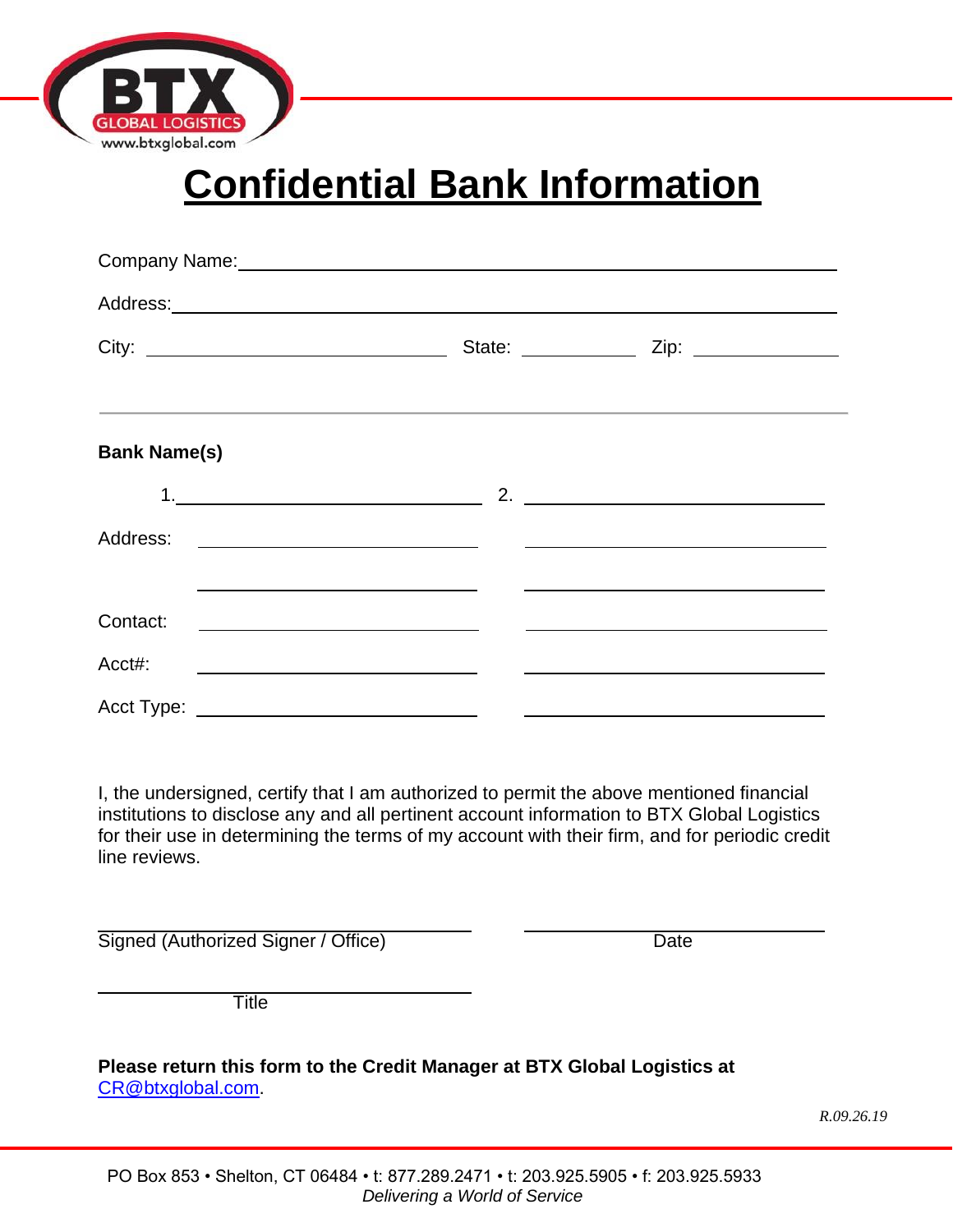# Confidential Bank Information

Company Name: ______________________________________________

Address: ______________________________________________

City: ____________________ State: __________ Zip: __________

---

**Bank Name(s)**

| | 1. | 2. |
|---|---|---|
| Address: | | |
| | | |
| Contact: | | |
| Acct#: | | |
| Acct Type: | | |

I, the undersigned, certify that I am authorized to permit the above mentioned financial institutions to disclose any and all pertinent account information to BTX Global Logistics for their use in determining the terms of my account with their firm, and for periodic credit line reviews.

______________________________ ______________________________
Signed (Authorized Signer / Office) Date

______________________________
Title

**Please return this form to the Credit Manager at BTX Global Logistics at** [CR@btxglobal.com](mailto:CR@btxglobal.com).

*R.09.26.19*

PO Box 853 • Shelton, CT 06484 • t: 877.289.2471 • t: 203.925.5905 • f: 203.925.5933
*Delivering a World of Service*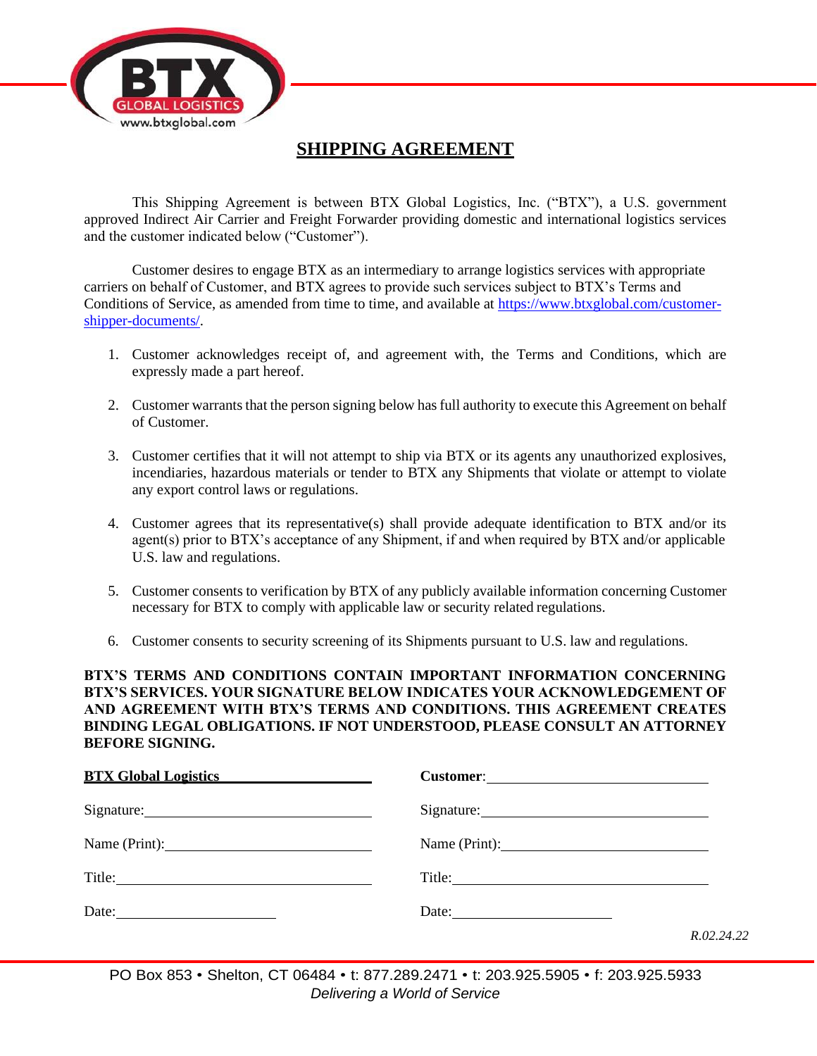# SHIPPING AGREEMENT

This Shipping Agreement is between BTX Global Logistics, Inc. ("BTX"), a U.S. government approved Indirect Air Carrier and Freight Forwarder providing domestic and international logistics services and the customer indicated below ("Customer").

Customer desires to engage BTX as an intermediary to arrange logistics services with appropriate carriers on behalf of Customer, and BTX agrees to provide such services subject to BTX's Terms and Conditions of Service, as amended from time to time, and available at https://www.btxglobal.com/customer-shipper-documents/.

1. Customer acknowledges receipt of, and agreement with, the Terms and Conditions, which are expressly made a part hereof.
2. Customer warrants that the person signing below has full authority to execute this Agreement on behalf of Customer.
3. Customer certifies that it will not attempt to ship via BTX or its agents any unauthorized explosives, incendiaries, hazardous materials or tender to BTX any Shipments that violate or attempt to violate any export control laws or regulations.
4. Customer agrees that its representative(s) shall provide adequate identification to BTX and/or its agent(s) prior to BTX's acceptance of any Shipment, if and when required by BTX and/or applicable U.S. law and regulations.
5. Customer consents to verification by BTX of any publicly available information concerning Customer necessary for BTX to comply with applicable law or security related regulations.
6. Customer consents to security screening of its Shipments pursuant to U.S. law and regulations.

**BTX'S TERMS AND CONDITIONS CONTAIN IMPORTANT INFORMATION CONCERNING BTX'S SERVICES. YOUR SIGNATURE BELOW INDICATES YOUR ACKNOWLEDGEMENT OF AND AGREEMENT WITH BTX'S TERMS AND CONDITIONS. THIS AGREEMENT CREATES BINDING LEGAL OBLIGATIONS. IF NOT UNDERSTOOD, PLEASE CONSULT AN ATTORNEY BEFORE SIGNING.**

| **BTX Global Logistics** | **Customer**: ____________________ |
|---|---|
| Signature: ____________________ | Signature: ____________________ |
| Name (Print): ____________________ | Name (Print): ____________________ |
| Title: ____________________ | Title: ____________________ |
| Date: ____________________ | Date: ____________________ |

*R.02.24.22*

PO Box 853 • Shelton, CT 06484 • t: 877.289.2471 • t: 203.925.5905 • f: 203.925.5933

*Delivering a World of Service*